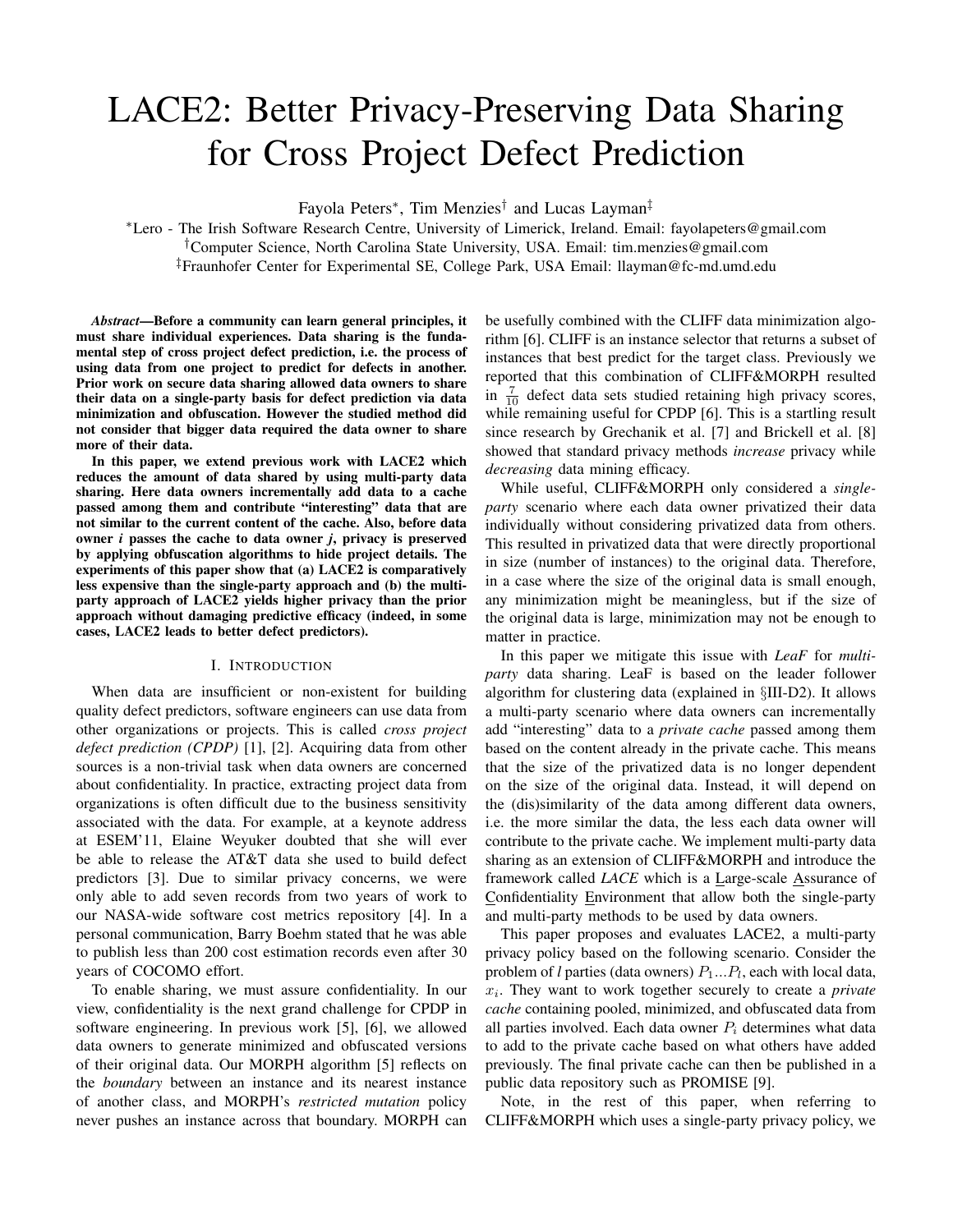# LACE2: Better Privacy-Preserving Data Sharing for Cross Project Defect Prediction

Fayola Peters*, Tim Menzies† and Lucas Layman‡

*Lero - The Irish Software Research Centre, University of Limerick, Ireland. Email: fayolapeters@gmail.com
†Computer Science, North Carolina State University, USA. Email: tim.menzies@gmail.com
‡Fraunhofer Center for Experimental SE, College Park, USA Email: llayman@fc-md.umd.edu

***Abstract*—Before a community can learn general principles, it must share individual experiences. Data sharing is the fundamental step of cross project defect prediction, i.e. the process of using data from one project to predict for defects in another. Prior work on secure data sharing allowed data owners to share their data on a single-party basis for defect prediction via data minimization and obfuscation. However the studied method did not consider that bigger data required the data owner to share more of their data.**

**In this paper, we extend previous work with LACE2 which reduces the amount of data shared by using multi-party data sharing. Here data owners incrementally add data to a cache passed among them and contribute "interesting" data that are not similar to the current content of the cache. Also, before data owner *i* passes the cache to data owner *j*, privacy is preserved by applying obfuscation algorithms to hide project details. The experiments of this paper show that (a) LACE2 is comparatively less expensive than the single-party approach and (b) the multi-party approach of LACE2 yields higher privacy than the prior approach without damaging predictive efficacy (indeed, in some cases, LACE2 leads to better defect predictors).**

## I. Introduction

When data are insufficient or non-existent for building quality defect predictors, software engineers can use data from other organizations or projects. This is called *cross project defect prediction (CPDP)* [1], [2]. Acquiring data from other sources is a non-trivial task when data owners are concerned about confidentiality. In practice, extracting project data from organizations is often difficult due to the business sensitivity associated with the data. For example, at a keynote address at ESEM'11, Elaine Weyuker doubted that she will ever be able to release the AT&T data she used to build defect predictors [3]. Due to similar privacy concerns, we were only able to add seven records from two years of work to our NASA-wide software cost metrics repository [4]. In a personal communication, Barry Boehm stated that he was able to publish less than 200 cost estimation records even after 30 years of COCOMO effort.

To enable sharing, we must assure confidentiality. In our view, confidentiality is the next grand challenge for CPDP in software engineering. In previous work [5], [6], we allowed data owners to generate minimized and obfuscated versions of their original data. Our MORPH algorithm [5] reflects on the *boundary* between an instance and its nearest instance of another class, and MORPH's *restricted mutation* policy never pushes an instance across that boundary. MORPH can be usefully combined with the CLIFF data minimization algorithm [6]. CLIFF is an instance selector that returns a subset of instances that best predict for the target class. Previously we reported that this combination of CLIFF&MORPH resulted in $\frac{7}{10}$ defect data sets studied retaining high privacy scores, while remaining useful for CPDP [6]. This is a startling result since research by Grechanik et al. [7] and Brickell et al. [8] showed that standard privacy methods *increase* privacy while *decreasing* data mining efficacy.

While useful, CLIFF&MORPH only considered a *single-party* scenario where each data owner privatized their data individually without considering privatized data from others. This resulted in privatized data that were directly proportional in size (number of instances) to the original data. Therefore, in a case where the size of the original data is small enough, any minimization might be meaningless, but if the size of the original data is large, minimization may not be enough to matter in practice.

In this paper we mitigate this issue with *LeaF* for *multi-party* data sharing. LeaF is based on the leader follower algorithm for clustering data (explained in §III-D2). It allows a multi-party scenario where data owners can incrementally add "interesting" data to a *private cache* passed among them based on the content already in the private cache. This means that the size of the privatized data is no longer dependent on the size of the original data. Instead, it will depend on the (dis)similarity of the data among different data owners, i.e. the more similar the data, the less each data owner will contribute to the private cache. We implement multi-party data sharing as an extension of CLIFF&MORPH and introduce the framework called *LACE* which is a Large-scale Assurance of Confidentiality Environment that allow both the single-party and multi-party methods to be used by data owners.

This paper proposes and evaluates LACE2, a multi-party privacy policy based on the following scenario. Consider the problem of *l* parties (data owners) $P_1 ... P_l$, each with local data, $x_i$. They want to work together securely to create a *private cache* containing pooled, minimized, and obfuscated data from all parties involved. Each data owner $P_i$ determines what data to add to the private cache based on what others have added previously. The final private cache can then be published in a public data repository such as PROMISE [9].

Note, in the rest of this paper, when referring to CLIFF&MORPH which uses a single-party privacy policy, we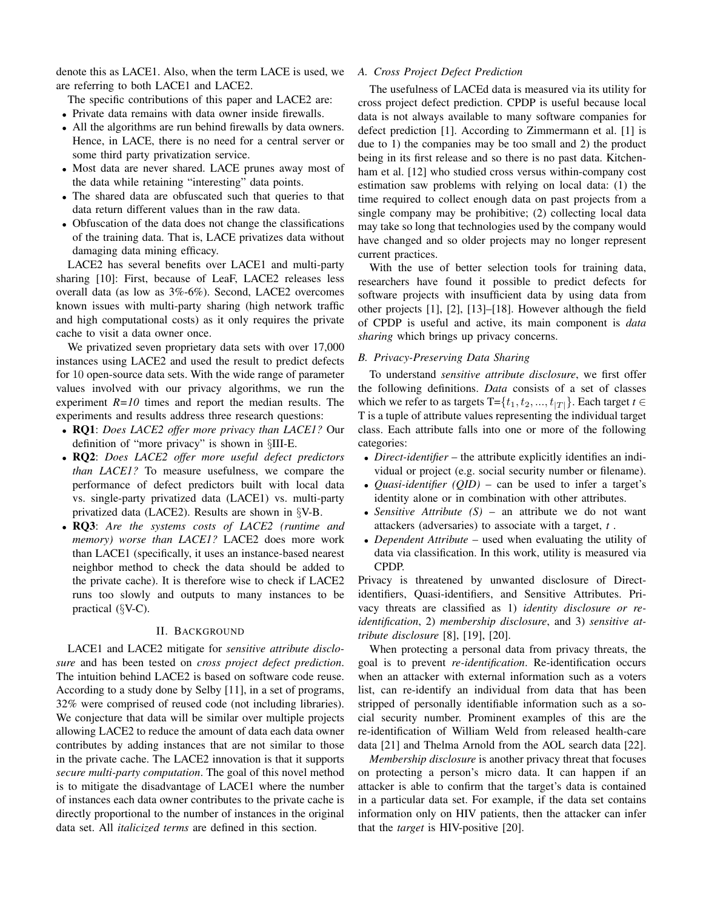denote this as LACE1. Also, when the term LACE is used, we are referring to both LACE1 and LACE2.

The specific contributions of this paper and LACE2 are:

- Private data remains with data owner inside firewalls.
- All the algorithms are run behind firewalls by data owners. Hence, in LACE, there is no need for a central server or some third party privatization service.
- Most data are never shared. LACE prunes away most of the data while retaining "interesting" data points.
- The shared data are obfuscated such that queries to that data return different values than in the raw data.
- Obfuscation of the data does not change the classifications of the training data. That is, LACE privatizes data without damaging data mining efficacy.

LACE2 has several benefits over LACE1 and multi-party sharing [10]: First, because of LeaF, LACE2 releases less overall data (as low as 3%-6%). Second, LACE2 overcomes known issues with multi-party sharing (high network traffic and high computational costs) as it only requires the private cache to visit a data owner once.

We privatized seven proprietary data sets with over 17,000 instances using LACE2 and used the result to predict defects for 10 open-source data sets. With the wide range of parameter values involved with our privacy algorithms, we run the experiment *R=10* times and report the median results. The experiments and results address three research questions:

- **RQ1**: *Does LACE2 offer more privacy than LACE1?* Our definition of "more privacy" is shown in §III-E.
- **RQ2**: *Does LACE2 offer more useful defect predictors than LACE1?* To measure usefulness, we compare the performance of defect predictors built with local data vs. single-party privatized data (LACE1) vs. multi-party privatized data (LACE2). Results are shown in §V-B.
- **RQ3**: *Are the systems costs of LACE2 (runtime and memory) worse than LACE1?* LACE2 does more work than LACE1 (specifically, it uses an instance-based nearest neighbor method to check the data should be added to the private cache). It is therefore wise to check if LACE2 runs too slowly and outputs to many instances to be practical (§V-C).

## II. Background

LACE1 and LACE2 mitigate for *sensitive attribute disclosure* and has been tested on *cross project defect prediction*. The intuition behind LACE2 is based on software code reuse. According to a study done by Selby [11], in a set of programs, 32% were comprised of reused code (not including libraries). We conjecture that data will be similar over multiple projects allowing LACE2 to reduce the amount of data each data owner contributes by adding instances that are not similar to those in the private cache. The LACE2 innovation is that it supports *secure multi-party computation*. The goal of this novel method is to mitigate the disadvantage of LACE1 where the number of instances each data owner contributes to the private cache is directly proportional to the number of instances in the original data set. All *italicized terms* are defined in this section.

### A. Cross Project Defect Prediction

The usefulness of LACEd data is measured via its utility for cross project defect prediction. CPDP is useful because local data is not always available to many software companies for defect prediction [1]. According to Zimmermann et al. [1] is due to 1) the companies may be too small and 2) the product being in its first release and so there is no past data. Kitchenham et al. [12] who studied cross versus within-company cost estimation saw problems with relying on local data: (1) the time required to collect enough data on past projects from a single company may be prohibitive; (2) collecting local data may take so long that technologies used by the company would have changed and so older projects may no longer represent current practices.

With the use of better selection tools for training data, researchers have found it possible to predict defects for software projects with insufficient data by using data from other projects [1], [2], [13]–[18]. However although the field of CPDP is useful and active, its main component is *data sharing* which brings up privacy concerns.

### B. Privacy-Preserving Data Sharing

To understand *sensitive attribute disclosure*, we first offer the following definitions. *Data* consists of a set of classes which we refer to as targets T=$\{t_1, t_2, ..., t_{|T|}\}$. Each target $t \in$ T is a tuple of attribute values representing the individual target class. Each attribute falls into one or more of the following categories:

- *Direct-identifier* – the attribute explicitly identifies an individual or project (e.g. social security number or filename).
- *Quasi-identifier (QID)* – can be used to infer a target's identity alone or in combination with other attributes.
- *Sensitive Attribute (S)* – an attribute we do not want attackers (adversaries) to associate with a target, $t$ .
- *Dependent Attribute* – used when evaluating the utility of data via classification. In this work, utility is measured via CPDP.

Privacy is threatened by unwanted disclosure of Direct-identifiers, Quasi-identifiers, and Sensitive Attributes. Privacy threats are classified as 1) *identity disclosure or re-identification*, 2) *membership disclosure*, and 3) *sensitive attribute disclosure* [8], [19], [20].

When protecting a personal data from privacy threats, the goal is to prevent *re-identification*. Re-identification occurs when an attacker with external information such as a voters list, can re-identify an individual from data that has been stripped of personally identifiable information such as a social security number. Prominent examples of this are the re-identification of William Weld from released health-care data [21] and Thelma Arnold from the AOL search data [22].

*Membership disclosure* is another privacy threat that focuses on protecting a person's micro data. It can happen if an attacker is able to confirm that the target's data is contained in a particular data set. For example, if the data set contains information only on HIV patients, then the attacker can infer that the *target* is HIV-positive [20].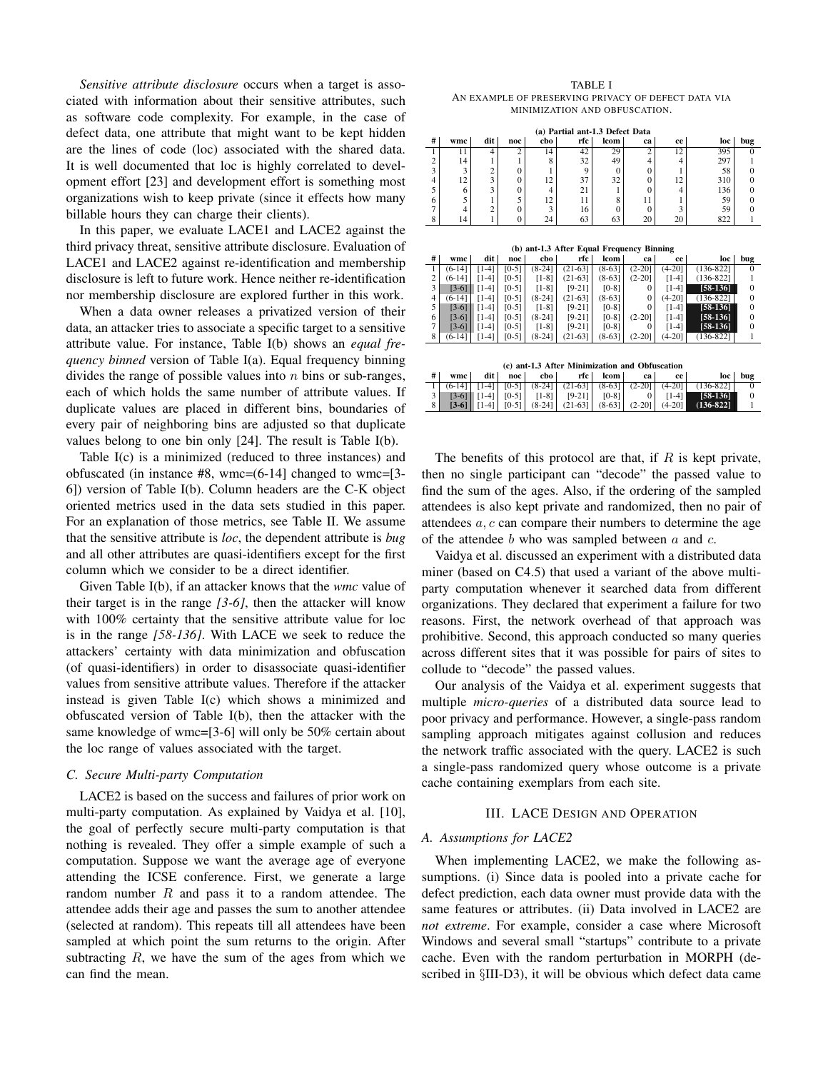*Sensitive attribute disclosure* occurs when a target is associated with information about their sensitive attributes, such as software code complexity. For example, in the case of defect data, one attribute that might want to be kept hidden are the lines of code (loc) associated with the shared data. It is well documented that loc is highly correlated to development effort [23] and development effort is something most organizations wish to keep private (since it effects how many billable hours they can charge their clients).

In this paper, we evaluate LACE1 and LACE2 against the third privacy threat, sensitive attribute disclosure. Evaluation of LACE1 and LACE2 against re-identification and membership disclosure is left to future work. Hence neither re-identification nor membership disclosure are explored further in this work.

When a data owner releases a privatized version of their data, an attacker tries to associate a specific target to a sensitive attribute value. For instance, Table I(b) shows an *equal frequency binned* version of Table I(a). Equal frequency binning divides the range of possible values into $n$ bins or sub-ranges, each of which holds the same number of attribute values. If duplicate values are placed in different bins, boundaries of every pair of neighboring bins are adjusted so that duplicate values belong to one bin only [24]. The result is Table I(b).

Table I(c) is a minimized (reduced to three instances) and obfuscated (in instance #8, wmc=(6-14] changed to wmc=[3-6]) version of Table I(b). Column headers are the C-K object oriented metrics used in the data sets studied in this paper. For an explanation of those metrics, see Table II. We assume that the sensitive attribute is *loc*, the dependent attribute is *bug* and all other attributes are quasi-identifiers except for the first column which we consider to be a direct identifier.

Given Table I(b), if an attacker knows that the *wmc* value of their target is in the range *[3-6]*, then the attacker will know with 100% certainty that the sensitive attribute value for loc is in the range *[58-136]*. With LACE we seek to reduce the attackers' certainty with data minimization and obfuscation (of quasi-identifiers) in order to disassociate quasi-identifier values from sensitive attribute values. Therefore if the attacker instead is given Table I(c) which shows a minimized and obfuscated version of Table I(b), then the attacker with the same knowledge of wmc=[3-6] will only be 50% certain about the loc range of values associated with the target.

TABLE I
AN EXAMPLE OF PRESERVING PRIVACY OF DEFECT DATA VIA MINIMIZATION AND OBFUSCATION.

**(a) Partial ant-1.3 Defect Data**

| # | wmc | dit | noc | cbo | rfc | lcom | ca | ce | loc | bug |
|---|---|---|---|---|---|---|---|---|---|---|
| 1 | 11 | 4 | 2 | 14 | 42 | 29 | 2 | 12 | 395 | 0 |
| 2 | 14 | 1 | 1 | 8 | 32 | 49 | 4 | 4 | 297 | 1 |
| 3 | 3 | 2 | 0 | 1 | 9 | 0 | 0 | 1 | 58 | 0 |
| 4 | 12 | 3 | 0 | 12 | 37 | 32 | 0 | 12 | 310 | 0 |
| 5 | 6 | 3 | 0 | 4 | 21 | 1 | 0 | 4 | 136 | 0 |
| 6 | 5 | 1 | 5 | 12 | 11 | 8 | 11 | 1 | 59 | 0 |
| 7 | 4 | 2 | 0 | 3 | 16 | 0 | 0 | 3 | 59 | 0 |
| 8 | 14 | 1 | 0 | 24 | 63 | 63 | 20 | 20 | 822 | 1 |

**(b) ant-1.3 After Equal Frequency Binning**

| # | wmc | dit | noc | cbo | rfc | lcom | ca | ce | loc | bug |
|---|---|---|---|---|---|---|---|---|---|---|
| 1 | (6-14] | [1-4] | [0-5] | (8-24] | (21-63] | (8-63] | (2-20] | (4-20] | (136-822] | 0 |
| 2 | (6-14] | [1-4] | [0-5] | [1-8] | (21-63] | (8-63] | (2-20] | [1-4] | (136-822] | 1 |
| 3 | [3-6] | [1-4] | [0-5] | [1-8] | [9-21] | [0-8] | 0 | [1-4] | [58-136] | 0 |
| 4 | (6-14] | [1-4] | [0-5] | (8-24] | (21-63] | (8-63] | 0 | (4-20] | (136-822] | 0 |
| 5 | [3-6] | [1-4] | [0-5] | [1-8] | [9-21] | [0-8] | 0 | [1-4] | [58-136] | 0 |
| 6 | [3-6] | [1-4] | [0-5] | (8-24] | [9-21] | [0-8] | (2-20] | [1-4] | [58-136] | 0 |
| 7 | [3-6] | [1-4] | [0-5] | [1-8] | [9-21] | [0-8] | 0 | [1-4] | [58-136] | 0 |
| 8 | (6-14] | [1-4] | [0-5] | (8-24] | (21-63] | (8-63] | (2-20] | (4-20] | (136-822] | 1 |

**(c) ant-1.3 After Minimization and Obfuscation**

| # | wmc | dit | noc | cbo | rfc | lcom | ca | ce | loc | bug |
|---|---|---|---|---|---|---|---|---|---|---|
| 1 | (6-14] | [1-4] | [0-5] | (8-24] | (21-63] | (8-63] | (2-20] | (4-20] | (136-822] | 0 |
| 3 | [3-6] | [1-4] | [0-5] | [1-8] | [9-21] | [0-8] | 0 | [1-4] | [58-136] | 0 |
| 8 | **[3-6]** | [1-4] | [0-5] | (8-24] | (21-63] | (8-63] | (2-20] | (4-20] | (136-822] | 1 |

### C. Secure Multi-party Computation

LACE2 is based on the success and failures of prior work on multi-party computation. As explained by Vaidya et al. [10], the goal of perfectly secure multi-party computation is that nothing is revealed. They offer a simple example of such a computation. Suppose we want the average age of everyone attending the ICSE conference. First, we generate a large random number $R$ and pass it to a random attendee. The attendee adds their age and passes the sum to another attendee (selected at random). This repeats till all attendees have been sampled at which point the sum returns to the origin. After subtracting $R$, we have the sum of the ages from which we can find the mean.

The benefits of this protocol are that, if $R$ is kept private, then no single participant can "decode" the passed value to find the sum of the ages. Also, if the ordering of the sampled attendees is also kept private and randomized, then no pair of attendees $a, c$ can compare their numbers to determine the age of the attendee $b$ who was sampled between $a$ and $c$.

Vaidya et al. discussed an experiment with a distributed data miner (based on C4.5) that used a variant of the above multi-party computation whenever it searched data from different organizations. They declared that experiment a failure for two reasons. First, the network overhead of that approach was prohibitive. Second, this approach conducted so many queries across different sites that it was possible for pairs of sites to collude to "decode" the passed values.

Our analysis of the Vaidya et al. experiment suggests that multiple *micro-queries* of a distributed data source lead to poor privacy and performance. However, a single-pass random sampling approach mitigates against collusion and reduces the network traffic associated with the query. LACE2 is such a single-pass randomized query whose outcome is a private cache containing exemplars from each site.

## III. LACE DESIGN AND OPERATION

### A. Assumptions for LACE2

When implementing LACE2, we make the following assumptions. (i) Since data is pooled into a private cache for defect prediction, each data owner must provide data with the same features or attributes. (ii) Data involved in LACE2 are *not extreme*. For example, consider a case where Microsoft Windows and several small "startups" contribute to a private cache. Even with the random perturbation in MORPH (described in §III-D3), it will be obvious which defect data came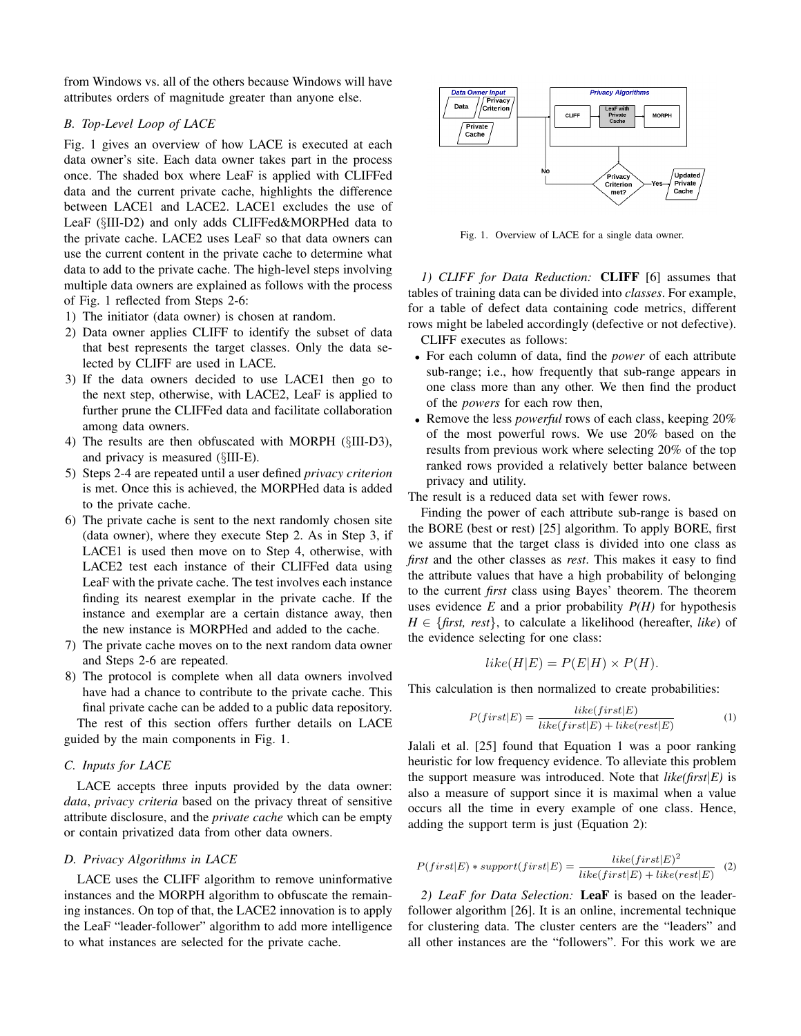from Windows vs. all of the others because Windows will have attributes orders of magnitude greater than anyone else.

### B. Top-Level Loop of LACE

Fig. 1 gives an overview of how LACE is executed at each data owner's site. Each data owner takes part in the process once. The shaded box where LeaF is applied with CLIFFed data and the current private cache, highlights the difference between LACE1 and LACE2. LACE1 excludes the use of LeaF (§III-D2) and only adds CLIFFed&MORPHed data to the private cache. LACE2 uses LeaF so that data owners can use the current content in the private cache to determine what data to add to the private cache. The high-level steps involving multiple data owners are explained as follows with the process of Fig. 1 reflected from Steps 2-6:

1) The initiator (data owner) is chosen at random.
2) Data owner applies CLIFF to identify the subset of data that best represents the target classes. Only the data selected by CLIFF are used in LACE.
3) If the data owners decided to use LACE1 then go to the next step, otherwise, with LACE2, LeaF is applied to further prune the CLIFFed data and facilitate collaboration among data owners.
4) The results are then obfuscated with MORPH (§III-D3), and privacy is measured (§III-E).
5) Steps 2-4 are repeated until a user defined *privacy criterion* is met. Once this is achieved, the MORPHed data is added to the private cache.
6) The private cache is sent to the next randomly chosen site (data owner), where they execute Step 2. As in Step 3, if LACE1 is used then move on to Step 4, otherwise, with LACE2 test each instance of their CLIFFed data using LeaF with the private cache. The test involves each instance finding its nearest exemplar in the private cache. If the instance and exemplar are a certain distance away, then the new instance is MORPHed and added to the cache.
7) The private cache moves on to the next random data owner and Steps 2-6 are repeated.
8) The protocol is complete when all data owners involved have had a chance to contribute to the private cache. This final private cache can be added to a public data repository.

The rest of this section offers further details on LACE guided by the main components in Fig. 1.

### C. Inputs for LACE

LACE accepts three inputs provided by the data owner: *data*, *privacy criteria* based on the privacy threat of sensitive attribute disclosure, and the *private cache* which can be empty or contain privatized data from other data owners.

### D. Privacy Algorithms in LACE

LACE uses the CLIFF algorithm to remove uninformative instances and the MORPH algorithm to obfuscate the remaining instances. On top of that, the LACE2 innovation is to apply the LeaF "leader-follower" algorithm to add more intelligence to what instances are selected for the private cache.

Fig. 1. Overview of LACE for a single data owner.

*1) CLIFF for Data Reduction:* **CLIFF** [6] assumes that tables of training data can be divided into *classes*. For example, for a table of defect data containing code metrics, different rows might be labeled accordingly (defective or not defective).

CLIFF executes as follows:

- For each column of data, find the *power* of each attribute sub-range; i.e., how frequently that sub-range appears in one class more than any other. We then find the product of the *powers* for each row then,
- Remove the less *powerful* rows of each class, keeping 20% of the most powerful rows. We use 20% based on the results from previous work where selecting 20% of the top ranked rows provided a relatively better balance between privacy and utility.

The result is a reduced data set with fewer rows.

Finding the power of each attribute sub-range is based on the BORE (best or rest) [25] algorithm. To apply BORE, first we assume that the target class is divided into one class as *first* and the other classes as *rest*. This makes it easy to find the attribute values that have a high probability of belonging to the current *first* class using Bayes' theorem. The theorem uses evidence $E$ and a prior probability $P(H)$ for hypothesis $H \in \{first,\ rest\}$, to calculate a likelihood (hereafter, *like*) of the evidence selecting for one class:

$$like(H|E) = P(E|H) \times P(H).$$

This calculation is then normalized to create probabilities:

$$P(first|E) = \frac{like(first|E)}{like(first|E) + like(rest|E)} \tag{1}$$

Jalali et al. [25] found that Equation 1 was a poor ranking heuristic for low frequency evidence. To alleviate this problem the support measure was introduced. Note that $like(first|E)$ is also a measure of support since it is maximal when a value occurs all the time in every example of one class. Hence, adding the support term is just (Equation 2):

$$P(first|E) * support(first|E) = \frac{like(first|E)^2}{like(first|E) + like(rest|E)} \tag{2}$$

*2) LeaF for Data Selection:* **LeaF** is based on the leader-follower algorithm [26]. It is an online, incremental technique for clustering data. The cluster centers are the "leaders" and all other instances are the "followers". For this work we are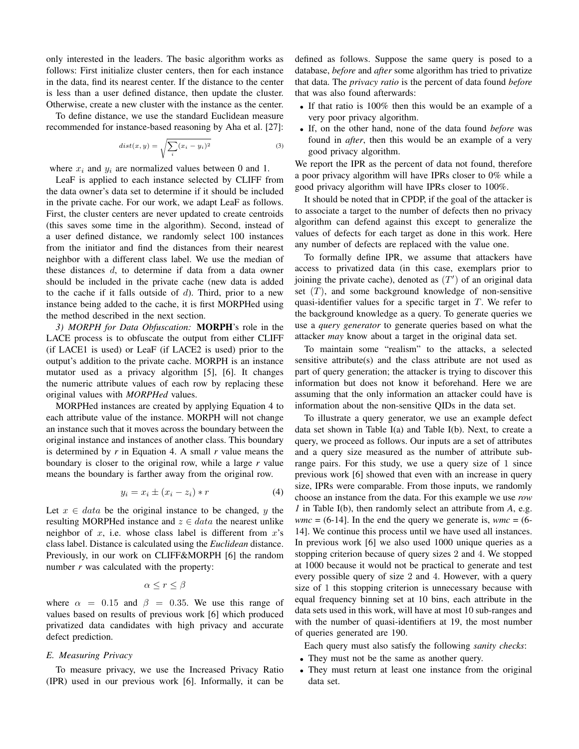only interested in the leaders. The basic algorithm works as follows: First initialize cluster centers, then for each instance in the data, find its nearest center. If the distance to the center is less than a user defined distance, then update the cluster. Otherwise, create a new cluster with the instance as the center.

To define distance, we use the standard Euclidean measure recommended for instance-based reasoning by Aha et al. [27]:

$$dist(x, y) = \sqrt{\sum_i (x_i - y_i)^2} \quad (3)$$

where $x_i$ and $y_i$ are normalized values between 0 and 1.

LeaF is applied to each instance selected by CLIFF from the data owner's data set to determine if it should be included in the private cache. For our work, we adapt LeaF as follows. First, the cluster centers are never updated to create centroids (this saves some time in the algorithm). Second, instead of a user defined distance, we randomly select 100 instances from the initiator and find the distances from their nearest neighbor with a different class label. We use the median of these distances $d$, to determine if data from a data owner should be included in the private cache (new data is added to the cache if it falls outside of $d$). Third, prior to a new instance being added to the cache, it is first MORPHed using the method described in the next section.

*3) MORPH for Data Obfuscation:* **MORPH**'s role in the LACE process is to obfuscate the output from either CLIFF (if LACE1 is used) or LeaF (if LACE2 is used) prior to the output's addition to the private cache. MORPH is an instance mutator used as a privacy algorithm [5], [6]. It changes the numeric attribute values of each row by replacing these original values with *MORPHed* values.

MORPHed instances are created by applying Equation 4 to each attribute value of the instance. MORPH will not change an instance such that it moves across the boundary between the original instance and instances of another class. This boundary is determined by *r* in Equation 4. A small *r* value means the boundary is closer to the original row, while a large *r* value means the boundary is farther away from the original row.

$$y_i = x_i \pm (x_i - z_i) * r \quad (4)$$

Let $x \in data$ be the original instance to be changed, $y$ the resulting MORPHed instance and $z \in data$ the nearest unlike neighbor of $x$, i.e. whose class label is different from $x$'s class label. Distance is calculated using the *Euclidean* distance. Previously, in our work on CLIFF&MORPH [6] the random number $r$ was calculated with the property:

$$\alpha \leq r \leq \beta$$

where $\alpha = 0.15$ and $\beta = 0.35$. We use this range of values based on results of previous work [6] which produced privatized data candidates with high privacy and accurate defect prediction.

## E. Measuring Privacy

To measure privacy, we use the Increased Privacy Ratio (IPR) used in our previous work [6]. Informally, it can be defined as follows. Suppose the same query is posed to a database, *before* and *after* some algorithm has tried to privatize that data. The *privacy ratio* is the percent of data found *before* that was also found afterwards:

- If that ratio is 100% then this would be an example of a very poor privacy algorithm.
- If, on the other hand, none of the data found *before* was found in *after*, then this would be an example of a very good privacy algorithm.

We report the IPR as the percent of data not found, therefore a poor privacy algorithm will have IPRs closer to 0% while a good privacy algorithm will have IPRs closer to 100%.

It should be noted that in CPDP, if the goal of the attacker is to associate a target to the number of defects then no privacy algorithm can defend against this except to generalize the values of defects for each target as done in this work. Here any number of defects are replaced with the value one.

To formally define IPR, we assume that attackers have access to privatized data (in this case, exemplars prior to joining the private cache), denoted as $(T')$ of an original data set $(T)$, and some background knowledge of non-sensitive quasi-identifier values for a specific target in $T$. We refer to the background knowledge as a query. To generate queries we use a *query generator* to generate queries based on what the attacker *may* know about a target in the original data set.

To maintain some "realism" to the attacks, a selected sensitive attribute(s) and the class attribute are not used as part of query generation; the attacker is trying to discover this information but does not know it beforehand. Here we are assuming that the only information an attacker could have is information about the non-sensitive QIDs in the data set.

To illustrate a query generator, we use an example defect data set shown in Table I(a) and Table I(b). Next, to create a query, we proceed as follows. Our inputs are a set of attributes and a query size measured as the number of attribute sub-range pairs. For this study, we use a query size of 1 since previous work [6] showed that even with an increase in query size, IPRs were comparable. From those inputs, we randomly choose an instance from the data. For this example we use *row 1* in Table I(b), then randomly select an attribute from *A*, e.g. *wmc* = (6-14]. In the end the query we generate is, *wmc* = (6-14]. We continue this process until we have used all instances. In previous work [6] we also used 1000 unique queries as a stopping criterion because of query sizes 2 and 4. We stopped at 1000 because it would not be practical to generate and test every possible query of size 2 and 4. However, with a query size of 1 this stopping criterion is unnecessary because with equal frequency binning set at 10 bins, each attribute in the data sets used in this work, will have at most 10 sub-ranges and with the number of quasi-identifiers at 19, the most number of queries generated are 190.

Each query must also satisfy the following *sanity checks*:

- They must not be the same as another query.
- They must return at least one instance from the original data set.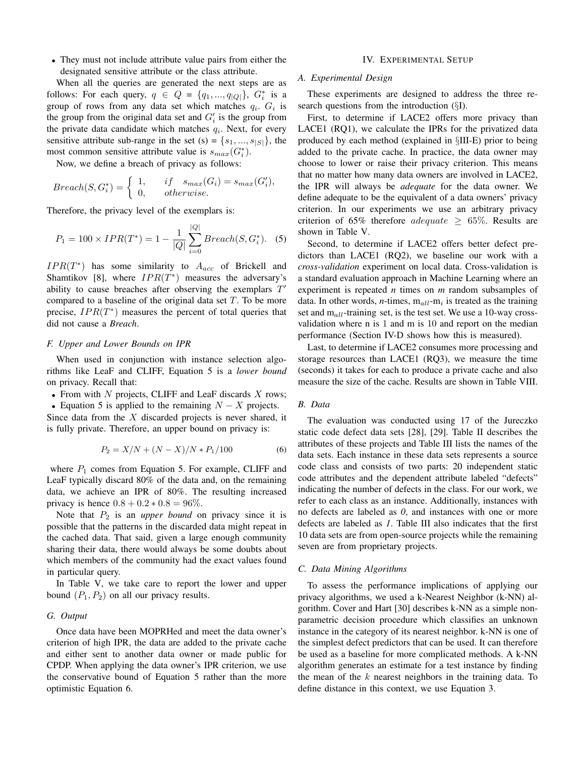- They must not include attribute value pairs from either the designated sensitive attribute or the class attribute.

When all the queries are generated the next steps are as follows: For each query, $q \in Q = \{q_1, ..., q_{|Q|}\}$, $G_i^*$ is a group of rows from any data set which matches $q_i$. $G_i$ is the group from the original data set and $G_i'$ is the group from the private data candidate which matches $q_i$. Next, for every sensitive attribute sub-range in the set (s) = $\{s_1, ..., s_{|S|}\}$, the most common sensitive attribute value is $s_{max}(G_i^*)$.

Now, we define a breach of privacy as follows:

$$Breach(S, G_i^*) = \begin{cases} 1, & if \quad s_{max}(G_i) = s_{max}(G_i'), \\ 0, & otherwise. \end{cases}$$

Therefore, the privacy level of the exemplars is:

$$P_1 = 100 \times IPR(T^*) = 1 - \frac{1}{|Q|} \sum_{i=0}^{|Q|} Breach(S, G_i^*). \quad (5)$$

$IPR(T^*)$ has some similarity to $A_{acc}$ of Brickell and Shamtikov [8], where $IPR(T^*)$ measures the adversary's ability to cause breaches after observing the exemplars $T'$ compared to a baseline of the original data set $T$. To be more precise, $IPR(T^*)$ measures the percent of total queries that did not cause a *Breach*.

### F. Upper and Lower Bounds on IPR

When used in conjunction with instance selection algorithms like LeaF and CLIFF, Equation 5 is a *lower bound* on privacy. Recall that:

- From with $N$ projects, CLIFF and LeaF discards $X$ rows;
- Equation 5 is applied to the remaining $N - X$ projects.

Since data from the $X$ discarded projects is never shared, it is fully private. Therefore, an upper bound on privacy is:

$$P_2 = X/N + (N - X)/N * P_1/100 \quad (6)$$

where $P_1$ comes from Equation 5. For example, CLIFF and LeaF typically discard 80% of the data and, on the remaining data, we achieve an IPR of 80%. The resulting increased privacy is hence $0.8 + 0.2 * 0.8 = 96\%$.

Note that $P_2$ is an *upper bound* on privacy since it is possible that the patterns in the discarded data might repeat in the cached data. That said, given a large enough community sharing their data, there would always be some doubts about which members of the community had the exact values found in particular query.

In Table V, we take care to report the lower and upper bound $(P_1, P_2)$ on all our privacy results.

### G. Output

Once data have been MOPRHed and meet the data owner's criterion of high IPR, the data are added to the private cache and either sent to another data owner or made public for CPDP. When applying the data owner's IPR criterion, we use the conservative bound of Equation 5 rather than the more optimistic Equation 6.

## IV. Experimental Setup

### A. Experimental Design

These experiments are designed to address the three research questions from the introduction (§I).

First, to determine if LACE2 offers more privacy than LACE1 (RQ1), we calculate the IPRs for the privatized data produced by each method (explained in §III-E) prior to being added to the private cache. In practice, the data owner may choose to lower or raise their privacy criterion. This means that no matter how many data owners are involved in LACE2, the IPR will always be *adequate* for the data owner. We define adequate to be the equivalent of a data owners' privacy criterion. In our experiments we use an arbitrary privacy criterion of 65% therefore $adequate \geq 65\%$. Results are shown in Table V.

Second, to determine if LACE2 offers better defect predictors than LACE1 (RQ2), we baseline our work with a *cross-validation* experiment on local data. Cross-validation is a standard evaluation approach in Machine Learning where an experiment is repeated *n* times on *m* random subsamples of data. In other words, *n*-times, $m_{all}$-$m_i$ is treated as the training set and $m_{all}$-training set, is the test set. We use a 10-way cross-validation where n is 1 and m is 10 and report on the median performance (Section IV-D shows how this is measured).

Last, to determine if LACE2 consumes more processing and storage resources than LACE1 (RQ3), we measure the time (seconds) it takes for each to produce a private cache and also measure the size of the cache. Results are shown in Table VIII.

### B. Data

The evaluation was conducted using 17 of the Jureczko static code defect data sets [28], [29]. Table II describes the attributes of these projects and Table III lists the names of the data sets. Each instance in these data sets represents a source code class and consists of two parts: 20 independent static code attributes and the dependent attribute labeled "defects" indicating the number of defects in the class. For our work, we refer to each class as an instance. Additionally, instances with no defects are labeled as *0*, and instances with one or more defects are labeled as *1*. Table III also indicates that the first 10 data sets are from open-source projects while the remaining seven are from proprietary projects.

### C. Data Mining Algorithms

To assess the performance implications of applying our privacy algorithms, we used a k-Nearest Neighbor (k-NN) algorithm. Cover and Hart [30] describes k-NN as a simple non-parametric decision procedure which classifies an unknown instance in the category of its nearest neighbor. k-NN is one of the simplest defect predictors that can be used. It can therefore be used as a baseline for more complicated methods. A k-NN algorithm generates an estimate for a test instance by finding the mean of the $k$ nearest neighbors in the training data. To define distance in this context, we use Equation 3.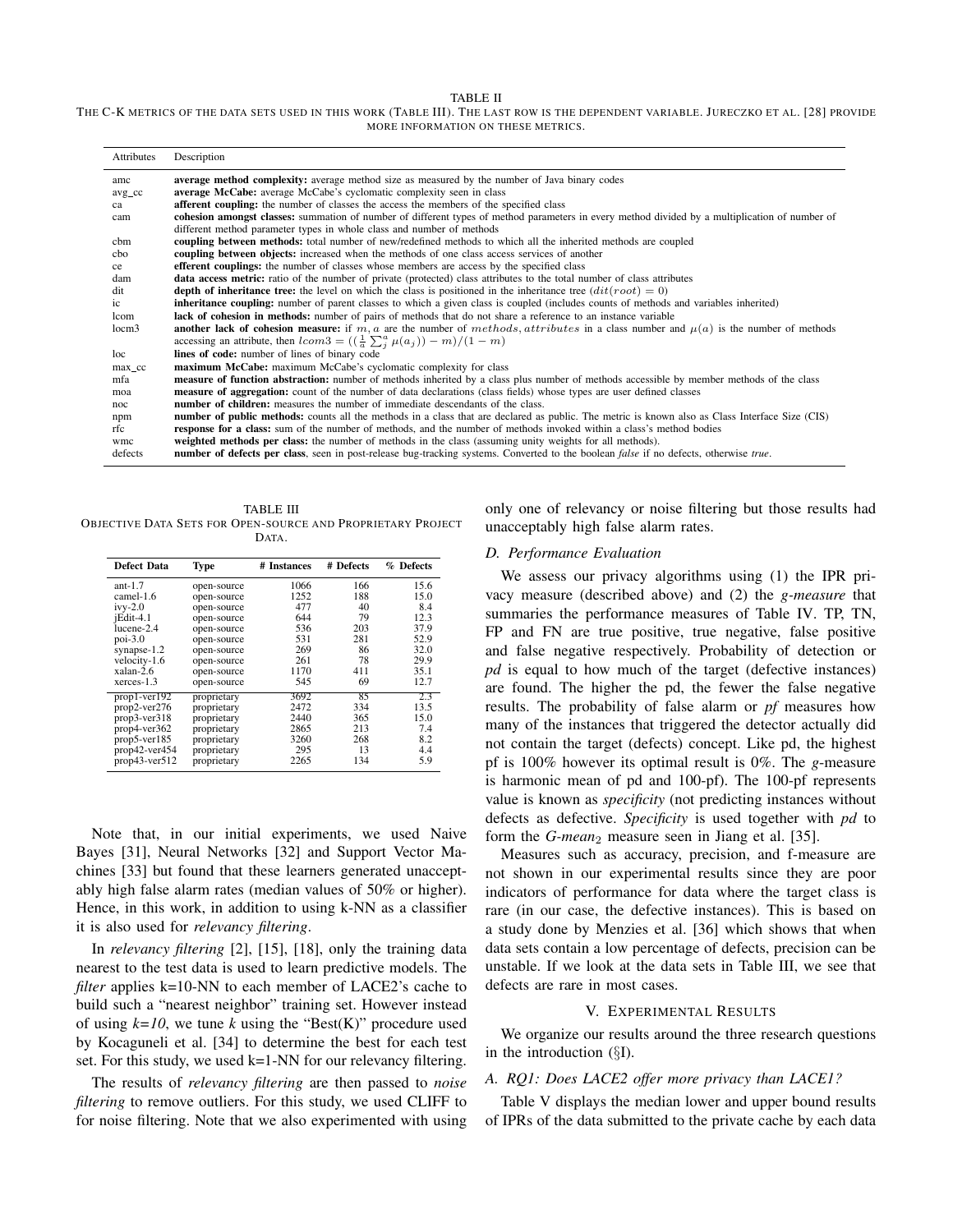TABLE II

THE C-K METRICS OF THE DATA SETS USED IN THIS WORK (TABLE III). THE LAST ROW IS THE DEPENDENT VARIABLE. JURECZKO ET AL. [28] PROVIDE MORE INFORMATION ON THESE METRICS.

| Attributes | Description |
|---|---|
| amc | **average method complexity:** average method size as measured by the number of Java binary codes |
| avg_cc | **average McCabe:** average McCabe's cyclomatic complexity seen in class |
| ca | **afferent coupling:** the number of classes the access the members of the specified class |
| cam | **cohesion amongst classes:** summation of number of different types of method parameters in every method divided by a multiplication of number of different method parameter types in whole class and number of methods |
| cbm | **coupling between methods:** total number of new/redefined methods to which all the inherited methods are coupled |
| cbo | **coupling between objects:** increased when the methods of one class access services of another |
| ce | **efferent couplings:** the number of classes whose members are access by the specified class |
| dam | **data access metric:** ratio of the number of private (protected) class attributes to the total number of class attributes |
| dit | **depth of inheritance tree:** the level on which the class is positioned in the inheritance tree ($dit(root) = 0$) |
| ic | **inheritance coupling:** number of parent classes to which a given class is coupled (includes counts of methods and variables inherited) |
| lcom | **lack of cohesion in methods:** number of pairs of methods that do not share a reference to an instance variable |
| locm3 | **another lack of cohesion measure:** if $m, a$ are the number of $methods, attributes$ in a class number and $\mu(a)$ is the number of methods accessing an attribute, then $lcom3 = ((\frac{1}{a}\sum_j^a \mu(a_j)) - m)/(1-m)$ |
| loc | **lines of code:** number of lines of binary code |
| max_cc | **maximum McCabe:** maximum McCabe's cyclomatic complexity for class |
| mfa | **measure of function abstraction:** number of methods inherited by a class plus number of methods accessible by member methods of the class |
| moa | **measure of aggregation:** count of the number of data declarations (class fields) whose types are user defined classes |
| noc | **number of children:** measures the number of immediate descendants of the class. |
| npm | **number of public methods:** counts all the methods in a class that are declared as public. The metric is known also as Class Interface Size (CIS) |
| rfc | **response for a class:** sum of the number of methods, and the number of methods invoked within a class's method bodies |
| wmc | **weighted methods per class:** the number of methods in the class (assuming unity weights for all methods). |
| defects | **number of defects per class**, seen in post-release bug-tracking systems. Converted to the boolean *false* if no defects, otherwise *true*. |

TABLE III

OBJECTIVE DATA SETS FOR OPEN-SOURCE AND PROPRIETARY PROJECT DATA.

| Defect Data | Type | # Instances | # Defects | % Defects |
|---|---|---|---|---|
| ant-1.7 | open-source | 1066 | 166 | 15.6 |
| camel-1.6 | open-source | 1252 | 188 | 15.0 |
| ivy-2.0 | open-source | 477 | 40 | 8.4 |
| jEdit-4.1 | open-source | 644 | 79 | 12.3 |
| lucene-2.4 | open-source | 536 | 203 | 37.9 |
| poi-3.0 | open-source | 531 | 281 | 52.9 |
| synapse-1.2 | open-source | 269 | 86 | 32.0 |
| velocity-1.6 | open-source | 261 | 78 | 29.9 |
| xalan-2.6 | open-source | 1170 | 411 | 35.1 |
| xerces-1.3 | open-source | 545 | 69 | 12.7 |
| prop1-ver192 | proprietary | 3692 | 85 | 2.3 |
| prop2-ver276 | proprietary | 2472 | 334 | 13.5 |
| prop3-ver318 | proprietary | 2440 | 365 | 15.0 |
| prop4-ver362 | proprietary | 2865 | 213 | 7.4 |
| prop5-ver185 | proprietary | 3260 | 268 | 8.2 |
| prop42-ver454 | proprietary | 295 | 13 | 4.4 |
| prop43-ver512 | proprietary | 2265 | 134 | 5.9 |

Note that, in our initial experiments, we used Naive Bayes [31], Neural Networks [32] and Support Vector Machines [33] but found that these learners generated unacceptably high false alarm rates (median values of 50% or higher). Hence, in this work, in addition to using k-NN as a classifier it is also used for *relevancy filtering*.

In *relevancy filtering* [2], [15], [18], only the training data nearest to the test data is used to learn predictive models. The *filter* applies k=10-NN to each member of LACE2's cache to build such a "nearest neighbor" training set. However instead of using *k=10*, we tune *k* using the "Best(K)" procedure used by Kocaguneli et al. [34] to determine the best for each test set. For this study, we used k=1-NN for our relevancy filtering.

The results of *relevancy filtering* are then passed to *noise filtering* to remove outliers. For this study, we used CLIFF to for noise filtering. Note that we also experimented with using only one of relevancy or noise filtering but those results had unacceptably high false alarm rates.

### D. Performance Evaluation

We assess our privacy algorithms using (1) the IPR privacy measure (described above) and (2) the *g-measure* that summaries the performance measures of Table IV. TP, TN, FP and FN are true positive, true negative, false positive and false negative respectively. Probability of detection or *pd* is equal to how much of the target (defective instances) are found. The higher the pd, the fewer the false negative results. The probability of false alarm or *pf* measures how many of the instances that triggered the detector actually did not contain the target (defects) concept. Like pd, the highest pf is 100% however its optimal result is 0%. The *g*-measure is harmonic mean of pd and 100-pf). The 100-pf represents value is known as *specificity* (not predicting instances without defects as defective. *Specificity* is used together with *pd* to form the *G-mean*$_2$ measure seen in Jiang et al. [35].

Measures such as accuracy, precision, and f-measure are not shown in our experimental results since they are poor indicators of performance for data where the target class is rare (in our case, the defective instances). This is based on a study done by Menzies et al. [36] which shows that when data sets contain a low percentage of defects, precision can be unstable. If we look at the data sets in Table III, we see that defects are rare in most cases.

## V. EXPERIMENTAL RESULTS

We organize our results around the three research questions in the introduction (§I).

### A. RQ1: Does LACE2 offer more privacy than LACE1?

Table V displays the median lower and upper bound results of IPRs of the data submitted to the private cache by each data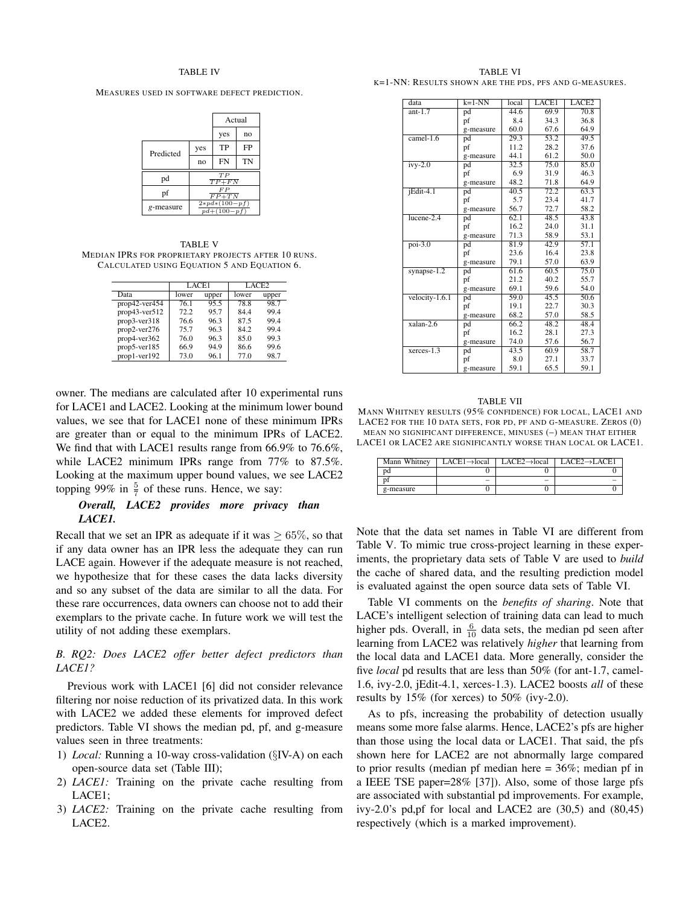TABLE IV

MEASURES USED IN SOFTWARE DEFECT PREDICTION.

| | | Actual | |
|---|---|---|---|
| | | yes | no |
| Predicted | yes | TP | FP |
| | no | FN | TN |

| | |
|---|---|
| pd | $\frac{TP}{TP+FN}$ |
| pf | $\frac{FP}{FP+TN}$ |
| $g$-measure | $\frac{2*pd*(100-pf)}{pd+(100-pf)}$ |

TABLE V

MEDIAN IPRS FOR PROPRIETARY PROJECTS AFTER 10 RUNS. CALCULATED USING EQUATION 5 AND EQUATION 6.

| | LACE1 | | LACE2 | |
|---|---|---|---|---|
| Data | lower | upper | lower | upper |
| prop42-ver454 | 76.1 | 95.5 | 78.8 | 98.7 |
| prop43-ver512 | 72.2 | 95.7 | 84.4 | 99.4 |
| prop3-ver318 | 76.6 | 96.3 | 87.5 | 99.4 |
| prop2-ver276 | 75.7 | 96.3 | 84.2 | 99.4 |
| prop4-ver362 | 76.0 | 96.3 | 85.0 | 99.3 |
| prop5-ver185 | 66.9 | 94.9 | 86.6 | 99.6 |
| prop1-ver192 | 73.0 | 96.1 | 77.0 | 98.7 |

owner. The medians are calculated after 10 experimental runs for LACE1 and LACE2. Looking at the minimum lower bound values, we see that for LACE1 none of these minimum IPRs are greater than or equal to the minimum IPRs of LACE2. We find that with LACE1 results range from 66.9% to 76.6%, while LACE2 minimum IPRs range from 77% to 87.5%. Looking at the maximum upper bound values, we see LACE2 topping 99% in $\frac{5}{7}$ of these runs. Hence, we say:

***Overall, LACE2 provides more privacy than LACE1.***

Recall that we set an IPR as adequate if it was $\geq 65\%$, so that if any data owner has an IPR less the adequate they can run LACE again. However if the adequate measure is not reached, we hypothesize that for these cases the data lacks diversity and so any subset of the data are similar to all the data. For these rare occurrences, data owners can choose not to add their exemplars to the private cache. In future work we will test the utility of not adding these exemplars.

### *B. RQ2: Does LACE2 offer better defect predictors than LACE1?*

Previous work with LACE1 [6] did not consider relevance filtering nor noise reduction of its privatized data. In this work with LACE2 we added these elements for improved defect predictors. Table VI shows the median pd, pf, and g-measure values seen in three treatments:

1) *Local:* Running a 10-way cross-validation (§IV-A) on each open-source data set (Table III);
2) *LACE1:* Training on the private cache resulting from LACE1;
3) *LACE2:* Training on the private cache resulting from LACE2.

TABLE VI

K=1-NN: RESULTS SHOWN ARE THE PDS, PFS AND G-MEASURES.

| data | k=1-NN | local | LACE1 | LACE2 |
|---|---|---|---|---|
| ant-1.7 | pd | 44.6 | 69.9 | 70.8 |
| | pf | 8.4 | 34.3 | 36.8 |
| | g-measure | 60.0 | 67.6 | 64.9 |
| camel-1.6 | pd | 29.3 | 53.2 | 49.5 |
| | pf | 11.2 | 28.2 | 37.6 |
| | g-measure | 44.1 | 61.2 | 50.0 |
| ivy-2.0 | pd | 32.5 | 75.0 | 85.0 |
| | pf | 6.9 | 31.9 | 46.3 |
| | g-measure | 48.2 | 71.8 | 64.9 |
| jEdit-4.1 | pd | 40.5 | 72.2 | 63.3 |
| | pf | 5.7 | 23.4 | 41.7 |
| | g-measure | 56.7 | 72.7 | 58.2 |
| lucene-2.4 | pd | 62.1 | 48.5 | 43.8 |
| | pf | 16.2 | 24.0 | 31.1 |
| | g-measure | 71.3 | 58.9 | 53.1 |
| poi-3.0 | pd | 81.9 | 42.9 | 57.1 |
| | pf | 23.6 | 16.4 | 23.8 |
| | g-measure | 79.1 | 57.0 | 63.9 |
| synapse-1.2 | pd | 61.6 | 60.5 | 75.0 |
| | pf | 21.2 | 40.2 | 55.7 |
| | g-measure | 69.1 | 59.6 | 54.0 |
| velocity-1.6.1 | pd | 59.0 | 45.5 | 50.6 |
| | pf | 19.1 | 22.7 | 30.3 |
| | g-measure | 68.2 | 57.0 | 58.5 |
| xalan-2.6 | pd | 66.2 | 48.2 | 48.4 |
| | pf | 16.2 | 28.1 | 27.3 |
| | g-measure | 74.0 | 57.6 | 56.7 |
| xerces-1.3 | pd | 43.5 | 60.9 | 58.7 |
| | pf | 8.0 | 27.1 | 33.7 |
| | g-measure | 59.1 | 65.5 | 59.1 |

TABLE VII

MANN WHITNEY RESULTS (95% CONFIDENCE) FOR LOCAL, LACE1 AND LACE2 FOR THE 10 DATA SETS, FOR PD, PF AND G-MEASURE. ZEROS (0) MEAN NO SIGNIFICANT DIFFERENCE, MINUSES (−) MEAN THAT EITHER LACE1 OR LACE2 ARE SIGNIFICANTLY WORSE THAN LOCAL OR LACE1.

| Mann Whitney | LACE1→local | LACE2→local | LACE2→LACE1 |
|---|---|---|---|
| pd | 0 | 0 | 0 |
| pf | − | − | − |
| g-measure | 0 | 0 | 0 |

Note that the data set names in Table VI are different from Table V. To mimic true cross-project learning in these experiments, the proprietary data sets of Table V are used to *build* the cache of shared data, and the resulting prediction model is evaluated against the open source data sets of Table VI.

Table VI comments on the *benefits of sharing*. Note that LACE's intelligent selection of training data can lead to much higher pds. Overall, in $\frac{6}{10}$ data sets, the median pd seen after learning from LACE2 was relatively *higher* that learning from the local data and LACE1 data. More generally, consider the five *local* pd results that are less than 50% (for ant-1.7, camel-1.6, ivy-2.0, jEdit-4.1, xerces-1.3). LACE2 boosts *all* of these results by 15% (for xerces) to 50% (ivy-2.0).

As to pfs, increasing the probability of detection usually means some more false alarms. Hence, LACE2's pfs are higher than those using the local data or LACE1. That said, the pfs shown here for LACE2 are not abnormally large compared to prior results (median pf median here = 36%; median pf in a IEEE TSE paper=28% [37]). Also, some of those large pfs are associated with substantial pd improvements. For example, ivy-2.0's pd,pf for local and LACE2 are (30,5) and (80,45) respectively (which is a marked improvement).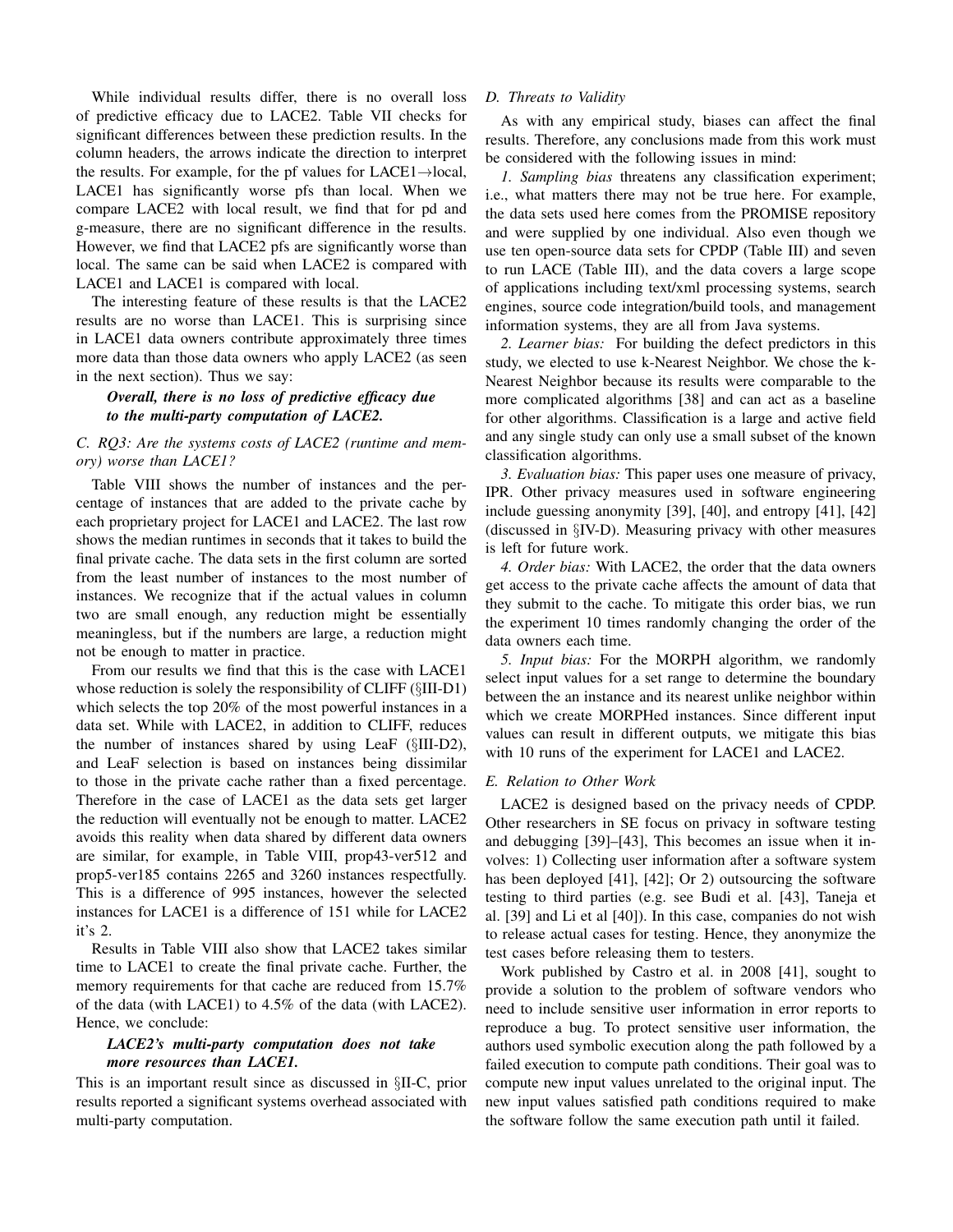While individual results differ, there is no overall loss of predictive efficacy due to LACE2. Table VII checks for significant differences between these prediction results. In the column headers, the arrows indicate the direction to interpret the results. For example, for the pf values for LACE1→local, LACE1 has significantly worse pfs than local. When we compare LACE2 with local result, we find that for pd and g-measure, there are no significant difference in the results. However, we find that LACE2 pfs are significantly worse than local. The same can be said when LACE2 is compared with LACE1 and LACE1 is compared with local.

The interesting feature of these results is that the LACE2 results are no worse than LACE1. This is surprising since in LACE1 data owners contribute approximately three times more data than those data owners who apply LACE2 (as seen in the next section). Thus we say:

***Overall, there is no loss of predictive efficacy due to the multi-party computation of LACE2.***

### C. RQ3: Are the systems costs of LACE2 (runtime and memory) worse than LACE1?

Table VIII shows the number of instances and the percentage of instances that are added to the private cache by each proprietary project for LACE1 and LACE2. The last row shows the median runtimes in seconds that it takes to build the final private cache. The data sets in the first column are sorted from the least number of instances to the most number of instances. We recognize that if the actual values in column two are small enough, any reduction might be essentially meaningless, but if the numbers are large, a reduction might not be enough to matter in practice.

From our results we find that this is the case with LACE1 whose reduction is solely the responsibility of CLIFF (§III-D1) which selects the top 20% of the most powerful instances in a data set. While with LACE2, in addition to CLIFF, reduces the number of instances shared by using LeaF (§III-D2), and LeaF selection is based on instances being dissimilar to those in the private cache rather than a fixed percentage. Therefore in the case of LACE1 as the data sets get larger the reduction will eventually not be enough to matter. LACE2 avoids this reality when data shared by different data owners are similar, for example, in Table VIII, prop43-ver512 and prop5-ver185 contains 2265 and 3260 instances respectfully. This is a difference of 995 instances, however the selected instances for LACE1 is a difference of 151 while for LACE2 it's 2.

Results in Table VIII also show that LACE2 takes similar time to LACE1 to create the final private cache. Further, the memory requirements for that cache are reduced from 15.7% of the data (with LACE1) to 4.5% of the data (with LACE2). Hence, we conclude:

***LACE2's multi-party computation does not take more resources than LACE1.***

This is an important result since as discussed in §II-C, prior results reported a significant systems overhead associated with multi-party computation.

### D. Threats to Validity

As with any empirical study, biases can affect the final results. Therefore, any conclusions made from this work must be considered with the following issues in mind:

*1. Sampling bias* threatens any classification experiment; i.e., what matters there may not be true here. For example, the data sets used here comes from the PROMISE repository and were supplied by one individual. Also even though we use ten open-source data sets for CPDP (Table III) and seven to run LACE (Table III), and the data covers a large scope of applications including text/xml processing systems, search engines, source code integration/build tools, and management information systems, they are all from Java systems.

*2. Learner bias:* For building the defect predictors in this study, we elected to use k-Nearest Neighbor. We chose the k-Nearest Neighbor because its results were comparable to the more complicated algorithms [38] and can act as a baseline for other algorithms. Classification is a large and active field and any single study can only use a small subset of the known classification algorithms.

*3. Evaluation bias:* This paper uses one measure of privacy, IPR. Other privacy measures used in software engineering include guessing anonymity [39], [40], and entropy [41], [42] (discussed in §IV-D). Measuring privacy with other measures is left for future work.

*4. Order bias:* With LACE2, the order that the data owners get access to the private cache affects the amount of data that they submit to the cache. To mitigate this order bias, we run the experiment 10 times randomly changing the order of the data owners each time.

*5. Input bias:* For the MORPH algorithm, we randomly select input values for a set range to determine the boundary between the an instance and its nearest unlike neighbor within which we create MORPHed instances. Since different input values can result in different outputs, we mitigate this bias with 10 runs of the experiment for LACE1 and LACE2.

### E. Relation to Other Work

LACE2 is designed based on the privacy needs of CPDP. Other researchers in SE focus on privacy in software testing and debugging [39]–[43], This becomes an issue when it involves: 1) Collecting user information after a software system has been deployed [41], [42]; Or 2) outsourcing the software testing to third parties (e.g. see Budi et al. [43], Taneja et al. [39] and Li et al [40]). In this case, companies do not wish to release actual cases for testing. Hence, they anonymize the test cases before releasing them to testers.

Work published by Castro et al. in 2008 [41], sought to provide a solution to the problem of software vendors who need to include sensitive user information in error reports to reproduce a bug. To protect sensitive user information, the authors used symbolic execution along the path followed by a failed execution to compute path conditions. Their goal was to compute new input values unrelated to the original input. The new input values satisfied path conditions required to make the software follow the same execution path until it failed.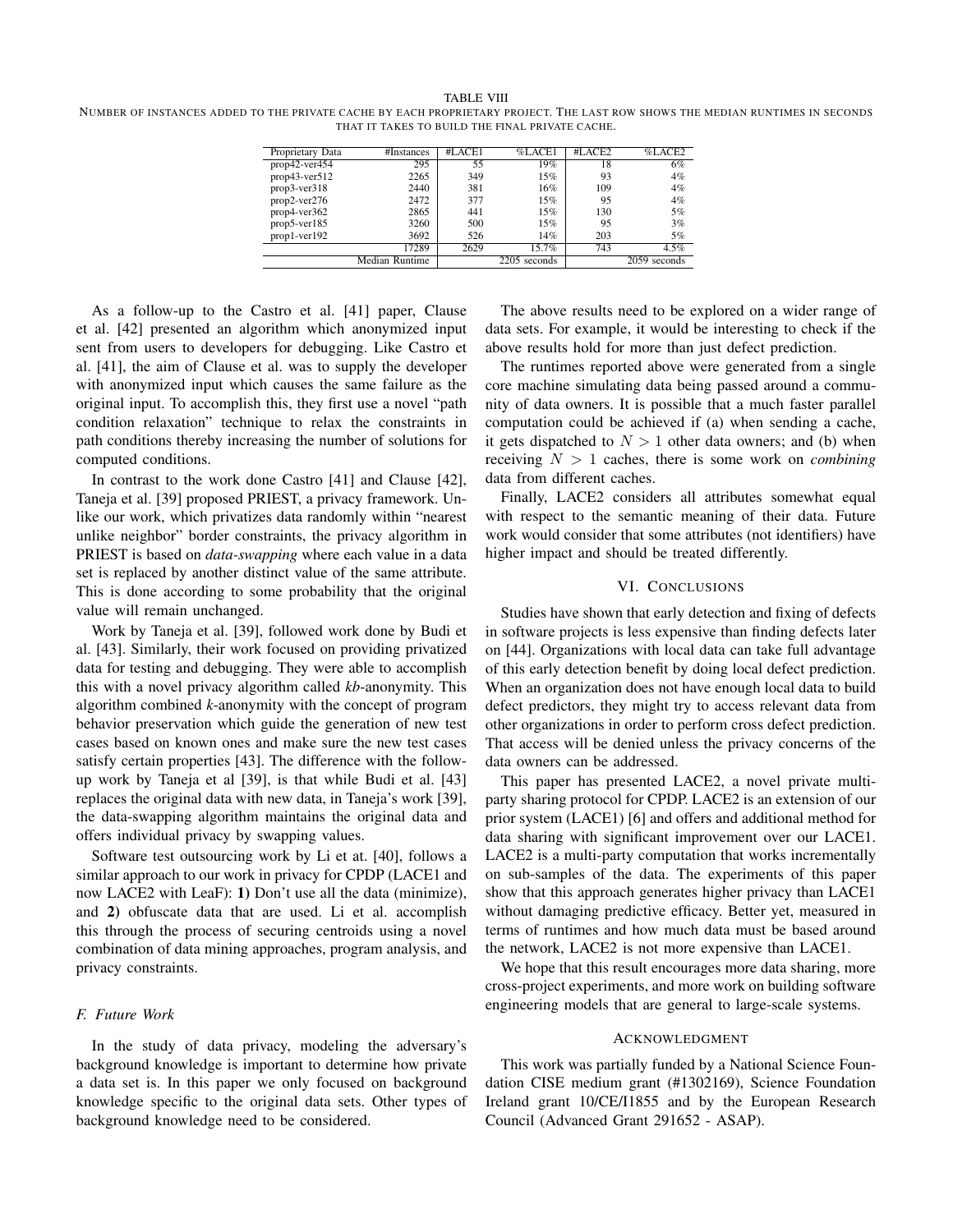TABLE VIII

NUMBER OF INSTANCES ADDED TO THE PRIVATE CACHE BY EACH PROPRIETARY PROJECT. THE LAST ROW SHOWS THE MEDIAN RUNTIMES IN SECONDS THAT IT TAKES TO BUILD THE FINAL PRIVATE CACHE.

| Proprietary Data | #Instances | #LACE1 | %LACE1 | #LACE2 | %LACE2 |
|---|---|---|---|---|---|
| prop42-ver454 | 295 | 55 | 19% | 18 | 6% |
| prop43-ver512 | 2265 | 349 | 15% | 93 | 4% |
| prop3-ver318 | 2440 | 381 | 16% | 109 | 4% |
| prop2-ver276 | 2472 | 377 | 15% | 95 | 4% |
| prop4-ver362 | 2865 | 441 | 15% | 130 | 5% |
| prop5-ver185 | 3260 | 500 | 15% | 95 | 3% |
| prop1-ver192 | 3692 | 526 | 14% | 203 | 5% |
| | 17289 | 2629 | 15.7% | 743 | 4.5% |
| Median Runtime | | 2205 seconds | | 2059 seconds | |

As a follow-up to the Castro et al. [41] paper, Clause et al. [42] presented an algorithm which anonymized input sent from users to developers for debugging. Like Castro et al. [41], the aim of Clause et al. was to supply the developer with anonymized input which causes the same failure as the original input. To accomplish this, they first use a novel "path condition relaxation" technique to relax the constraints in path conditions thereby increasing the number of solutions for computed conditions.

In contrast to the work done Castro [41] and Clause [42], Taneja et al. [39] proposed PRIEST, a privacy framework. Unlike our work, which privatizes data randomly within "nearest unlike neighbor" border constraints, the privacy algorithm in PRIEST is based on *data-swapping* where each value in a data set is replaced by another distinct value of the same attribute. This is done according to some probability that the original value will remain unchanged.

Work by Taneja et al. [39], followed work done by Budi et al. [43]. Similarly, their work focused on providing privatized data for testing and debugging. They were able to accomplish this with a novel privacy algorithm called *kb*-anonymity. This algorithm combined *k*-anonymity with the concept of program behavior preservation which guide the generation of new test cases based on known ones and make sure the new test cases satisfy certain properties [43]. The difference with the follow-up work by Taneja et al [39], is that while Budi et al. [43] replaces the original data with new data, in Taneja's work [39], the data-swapping algorithm maintains the original data and offers individual privacy by swapping values.

Software test outsourcing work by Li et at. [40], follows a similar approach to our work in privacy for CPDP (LACE1 and now LACE2 with LeaF): **1)** Don't use all the data (minimize), and **2)** obfuscate data that are used. Li et al. accomplish this through the process of securing centroids using a novel combination of data mining approaches, program analysis, and privacy constraints.

### F. Future Work

In the study of data privacy, modeling the adversary's background knowledge is important to determine how private a data set is. In this paper we only focused on background knowledge specific to the original data sets. Other types of background knowledge need to be considered.

The above results need to be explored on a wider range of data sets. For example, it would be interesting to check if the above results hold for more than just defect prediction.

The runtimes reported above were generated from a single core machine simulating data being passed around a community of data owners. It is possible that a much faster parallel computation could be achieved if (a) when sending a cache, it gets dispatched to $N > 1$ other data owners; and (b) when receiving $N > 1$ caches, there is some work on *combining* data from different caches.

Finally, LACE2 considers all attributes somewhat equal with respect to the semantic meaning of their data. Future work would consider that some attributes (not identifiers) have higher impact and should be treated differently.

## VI. CONCLUSIONS

Studies have shown that early detection and fixing of defects in software projects is less expensive than finding defects later on [44]. Organizations with local data can take full advantage of this early detection benefit by doing local defect prediction. When an organization does not have enough local data to build defect predictors, they might try to access relevant data from other organizations in order to perform cross defect prediction. That access will be denied unless the privacy concerns of the data owners can be addressed.

This paper has presented LACE2, a novel private multi-party sharing protocol for CPDP. LACE2 is an extension of our prior system (LACE1) [6] and offers and additional method for data sharing with significant improvement over our LACE1. LACE2 is a multi-party computation that works incrementally on sub-samples of the data. The experiments of this paper show that this approach generates higher privacy than LACE1 without damaging predictive efficacy. Better yet, measured in terms of runtimes and how much data must be based around the network, LACE2 is not more expensive than LACE1.

We hope that this result encourages more data sharing, more cross-project experiments, and more work on building software engineering models that are general to large-scale systems.

## ACKNOWLEDGMENT

This work was partially funded by a National Science Foundation CISE medium grant (#1302169), Science Foundation Ireland grant 10/CE/I1855 and by the European Research Council (Advanced Grant 291652 - ASAP).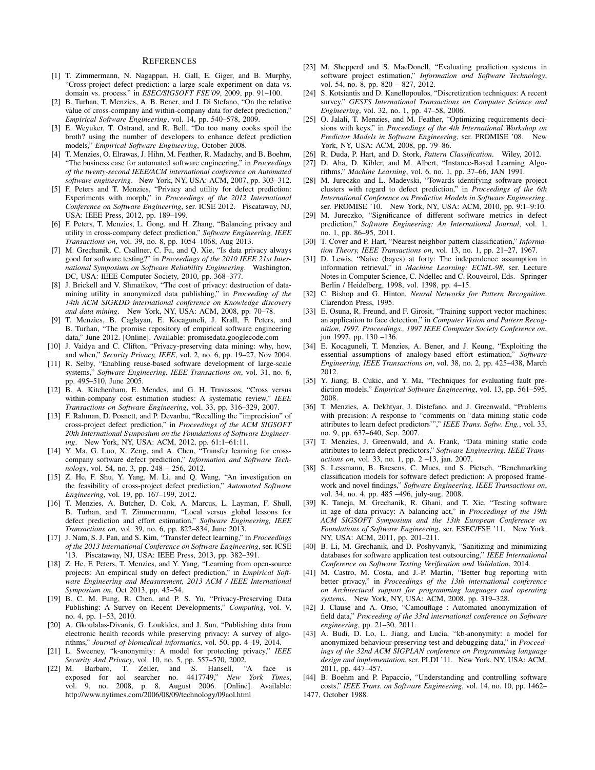## References

[1] T. Zimmermann, N. Nagappan, H. Gall, E. Giger, and B. Murphy, "Cross-project defect prediction: a large scale experiment on data vs. domain vs. process." in *ESEC/SIGSOFT FSE'09*, 2009, pp. 91–100.

[2] B. Turhan, T. Menzies, A. B. Bener, and J. Di Stefano, "On the relative value of cross-company and within-company data for defect prediction," *Empirical Software Engineering*, vol. 14, pp. 540–578, 2009.

[3] E. Weyuker, T. Ostrand, and R. Bell, "Do too many cooks spoil the broth? using the number of developers to enhance defect prediction models," *Empirical Software Engineering*, October 2008.

[4] T. Menzies, O. Elrawas, J. Hihn, M. Feather, R. Madachy, and B. Boehm, "The business case for automated software engineering," in *Proceedings of the twenty-second IEEE/ACM international conference on Automated software engineering*. New York, NY, USA: ACM, 2007, pp. 303–312.

[5] F. Peters and T. Menzies, "Privacy and utility for defect prediction: Experiments with morph," in *Proceedings of the 2012 International Conference on Software Engineering*, ser. ICSE 2012. Piscataway, NJ, USA: IEEE Press, 2012, pp. 189–199.

[6] F. Peters, T. Menzies, L. Gong, and H. Zhang, "Balancing privacy and utility in cross-company defect prediction," *Software Engineering, IEEE Transactions on*, vol. 39, no. 8, pp. 1054–1068, Aug 2013.

[7] M. Grechanik, C. Csallner, C. Fu, and Q. Xie, "Is data privacy always good for software testing?" in *Proceedings of the 2010 IEEE 21st International Symposium on Software Reliability Engineering*. Washington, DC, USA: IEEE Computer Society, 2010, pp. 368–377.

[8] J. Brickell and V. Shmatikov, "The cost of privacy: destruction of data-mining utility in anonymized data publishing," in *Proceeding of the 14th ACM SIGKDD international conference on Knowledge discovery and data mining*. New York, NY, USA: ACM, 2008, pp. 70–78.

[9] T. Menzies, B. Caglayan, E. Kocaguneli, J. Krall, F. Peters, and B. Turhan, "The promise repository of empirical software engineering data," June 2012. [Online]. Available: promisedata.googlecode.com

[10] J. Vaidya and C. Clifton, "Privacy-preserving data mining: why, how, and when," *Security Privacy, IEEE*, vol. 2, no. 6, pp. 19–27, Nov 2004.

[11] R. Selby, "Enabling reuse-based software development of large-scale systems," *Software Engineering, IEEE Transactions on*, vol. 31, no. 6, pp. 495–510, June 2005.

[12] B. A. Kitchenham, E. Mendes, and G. H. Travassos, "Cross versus within-company cost estimation studies: A systematic review," *IEEE Transactions on Software Engineering*, vol. 33, pp. 316–329, 2007.

[13] F. Rahman, D. Posnett, and P. Devanbu, "Recalling the "imprecision" of cross-project defect prediction," in *Proceedings of the ACM SIGSOFT 20th International Symposium on the Foundations of Software Engineering*. New York, NY, USA: ACM, 2012, pp. 61:1–61:11.

[14] Y. Ma, G. Luo, X. Zeng, and A. Chen, "Transfer learning for cross-company software defect prediction," *Information and Software Technology*, vol. 54, no. 3, pp. 248 – 256, 2012.

[15] Z. He, F. Shu, Y. Yang, M. Li, and Q. Wang, "An investigation on the feasibility of cross-project defect prediction," *Automated Software Engineering*, vol. 19, pp. 167–199, 2012.

[16] T. Menzies, A. Butcher, D. Cok, A. Marcus, L. Layman, F. Shull, B. Turhan, and T. Zimmermann, "Local versus global lessons for defect prediction and effort estimation," *Software Engineering, IEEE Transactions on*, vol. 39, no. 6, pp. 822–834, June 2013.

[17] J. Nam, S. J. Pan, and S. Kim, "Transfer defect learning," in *Proceedings of the 2013 International Conference on Software Engineering*, ser. ICSE '13. Piscataway, NJ, USA: IEEE Press, 2013, pp. 382–391.

[18] Z. He, F. Peters, T. Menzies, and Y. Yang, "Learning from open-source projects: An empirical study on defect prediction," in *Empirical Software Engineering and Measurement, 2013 ACM / IEEE International Symposium on*, Oct 2013, pp. 45–54.

[19] B. C. M. Fung, R. Chen, and P. S. Yu, "Privacy-Preserving Data Publishing: A Survey on Recent Developments," *Computing*, vol. V, no. 4, pp. 1–53, 2010.

[20] A. Gkoulalas-Divanis, G. Loukides, and J. Sun, "Publishing data from electronic health records while preserving privacy: A survey of algorithms," *Journal of biomedical informatics*, vol. 50, pp. 4–19, 2014.

[21] L. Sweeney, "k-anonymity: A model for protecting privacy," *IEEE Security And Privacy*, vol. 10, no. 5, pp. 557–570, 2002.

[22] M. Barbaro, T. Zeller, and S. Hansell, "A face is exposed for aol searcher no. 4417749," *New York Times*, vol. 9, no. 2008, p. 8, August 2006. [Online]. Available: http://www.nytimes.com/2006/08/09/technology/09aol.html

[23] M. Shepperd and S. MacDonell, "Evaluating prediction systems in software project estimation," *Information and Software Technology*, vol. 54, no. 8, pp. 820 – 827, 2012.

[24] S. Kotsiantis and D. Kanellopoulos, "Discretization techniques: A recent survey," *GESTS International Transactions on Computer Science and Engineering*, vol. 32, no. 1, pp. 47–58, 2006.

[25] O. Jalali, T. Menzies, and M. Feather, "Optimizing requirements decisions with keys," in *Proceedings of the 4th International Workshop on Predictor Models in Software Engineering*, ser. PROMISE '08. New York, NY, USA: ACM, 2008, pp. 79–86.

[26] R. Duda, P. Hart, and D. Stork, *Pattern Classification*. Wiley, 2012.

[27] D. Aha, D. Kibler, and M. Albert, "Instance-Based Learning Algorithms," *Machine Learning*, vol. 6, no. 1, pp. 37–66, JAN 1991.

[28] M. Jureczko and L. Madeyski, "Towards identifying software project clusters with regard to defect prediction," in *Proceedings of the 6th International Conference on Predictive Models in Software Engineering*, ser. PROMISE '10. New York, NY, USA: ACM, 2010, pp. 9:1–9:10.

[29] M. Jureczko, "Significance of different software metrics in defect prediction," *Software Engineering: An International Journal*, vol. 1, no. 1, pp. 86–95, 2011.

[30] T. Cover and P. Hart, "Nearest neighbor pattern classification," *Information Theory, IEEE Transactions on*, vol. 13, no. 1, pp. 21–27, 1967.

[31] D. Lewis, "Naive (bayes) at forty: The independence assumption in information retrieval," in *Machine Learning: ECML-98*, ser. Lecture Notes in Computer Science, C. Ndellec and C. Rouveirol, Eds. Springer Berlin / Heidelberg, 1998, vol. 1398, pp. 4–15.

[32] C. Bishop and G. Hinton, *Neural Networks for Pattern Recognition*. Clarendon Press, 1995.

[33] E. Osuna, R. Freund, and F. Girosit, "Training support vector machines: an application to face detection," in *Computer Vision and Pattern Recognition, 1997. Proceedings., 1997 IEEE Computer Society Conference on*, jun 1997, pp. 130 –136.

[34] E. Kocaguneli, T. Menzies, A. Bener, and J. Keung, "Exploiting the essential assumptions of analogy-based effort estimation," *Software Engineering, IEEE Transactions on*, vol. 38, no. 2, pp. 425–438, March 2012.

[35] Y. Jiang, B. Cukic, and Y. Ma, "Techniques for evaluating fault prediction models," *Empirical Software Engineering*, vol. 13, pp. 561–595, 2008.

[36] T. Menzies, A. Dekhtyar, J. Distefano, and J. Greenwald, "Problems with precision: A response to "comments on 'data mining static code attributes to learn defect predictors'"," *IEEE Trans. Softw. Eng.*, vol. 33, no. 9, pp. 637–640, Sep. 2007.

[37] T. Menzies, J. Greenwald, and A. Frank, "Data mining static code attributes to learn defect predictors," *Software Engineering, IEEE Transactions on*, vol. 33, no. 1, pp. 2 –13, jan. 2007.

[38] S. Lessmann, B. Baesens, C. Mues, and S. Pietsch, "Benchmarking classification models for software defect prediction: A proposed framework and novel findings," *Software Engineering, IEEE Transactions on*, vol. 34, no. 4, pp. 485 –496, july-aug. 2008.

[39] K. Taneja, M. Grechanik, R. Ghani, and T. Xie, "Testing software in age of data privacy: A balancing act," in *Proceedings of the 19th ACM SIGSOFT Symposium and the 13th European Conference on Foundations of Software Engineering*, ser. ESEC/FSE '11. New York, NY, USA: ACM, 2011, pp. 201–211.

[40] B. Li, M. Grechanik, and D. Poshyvanyk, "Sanitizing and minimizing databases for software application test outsourcing," *IEEE International Conference on Software Testing Verification and Validation*, 2014.

[41] M. Castro, M. Costa, and J.-P. Martin, "Better bug reporting with better privacy," in *Proceedings of the 13th international conference on Architectural support for programming languages and operating systems*. New York, NY, USA: ACM, 2008, pp. 319–328.

[42] J. Clause and A. Orso, "Camouflage : Automated anonymization of field data," *Proceeding of the 33rd international conference on Software engineering*, pp. 21–30, 2011.

[43] A. Budi, D. Lo, L. Jiang, and Lucia, "kb-anonymity: a model for anonymized behaviour-preserving test and debugging data," in *Proceedings of the 32nd ACM SIGPLAN conference on Programming language design and implementation*, ser. PLDI '11. New York, NY, USA: ACM, 2011, pp. 447–457.

[44] B. Boehm and P. Papaccio, "Understanding and controlling software costs," *IEEE Trans. on Software Engineering*, vol. 14, no. 10, pp. 1462–1477, October 1988.